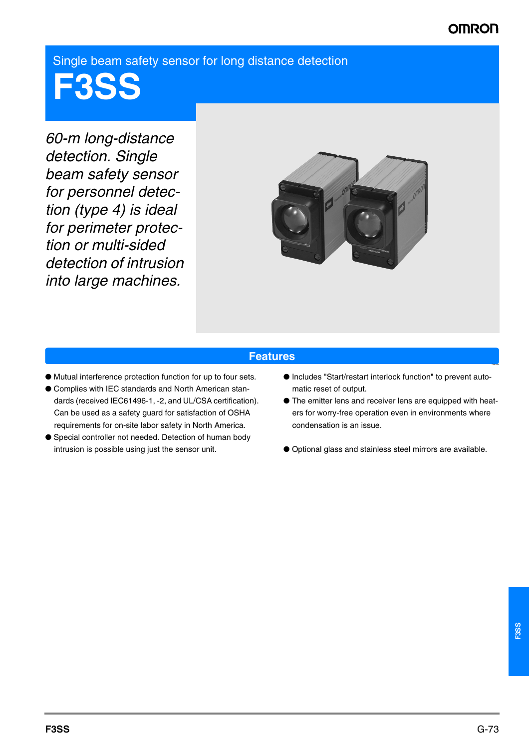Single beam safety sensor for long distance detection

# F3SS

*60-m long-distance detection. Single beam safety sensor for personnel detection (type 4) is ideal for perimeter protection or multi-sided detection of intrusion into large machines.*

## Features

- Mutual interference protection function for up to four sets.
- Complies with IEC standards and North American standards (received IEC61496-1, -2, and UL/CSA certification). Can be used as a safety guard for satisfaction of OSHA requirements for on-site labor safety in North America.
- Special controller not needed. Detection of human body intrusion is possible using just the sensor unit.
- Includes "Start/restart interlock function" to prevent automatic reset of output.
- The emitter lens and receiver lens are equipped with heaters for worry-free operation even in environments where condensation is an issue.
- Optional glass and stainless steel mirrors are available.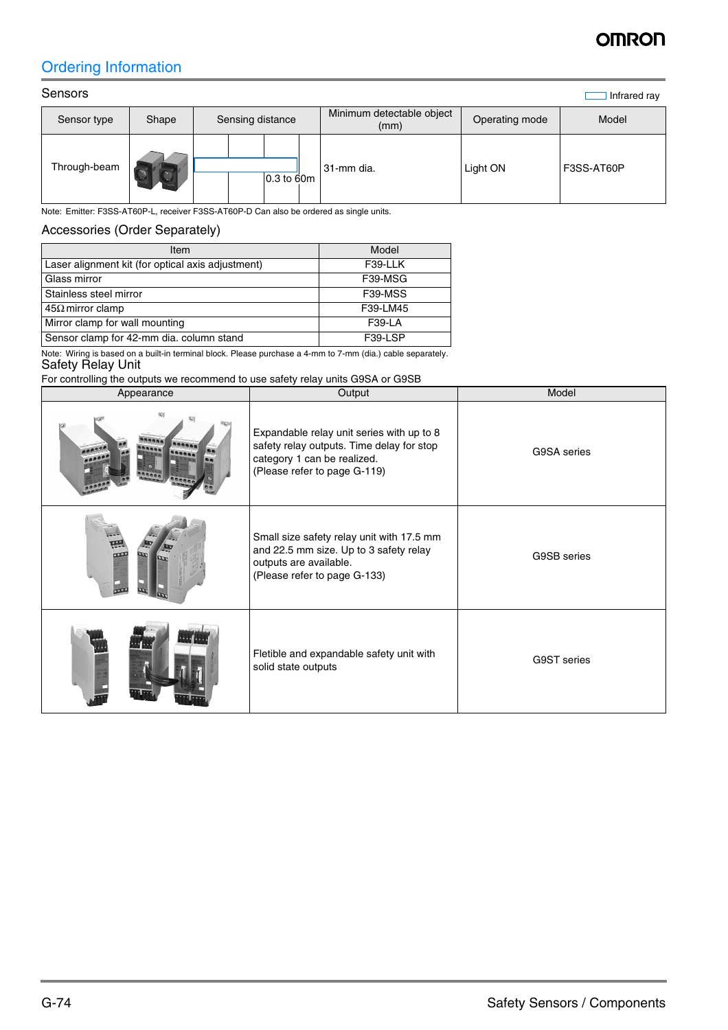## Ordering Information

### Sensors

Infrared ray

| Sensor type | Shape | Sensing distance | Minimum detectable object (mm) | Operating mode | Model |
|---|---|---|---|---|---|
| Through-beam | | 0.3 to 60m | 31-mm dia. | Light ON | F3SS-AT60P |

Note: Emitter: F3SS-AT60P-L, receiver F3SS-AT60P-D Can also be ordered as single units.

### Accessories (Order Separately)

| Item | Model |
|---|---|
| Laser alignment kit (for optical axis adjustment) | F39-LLK |
| Glass mirror | F39-MSG |
| Stainless steel mirror | F39-MSS |
| 45Ω mirror clamp | F39-LM45 |
| Mirror clamp for wall mounting | F39-LA |
| Sensor clamp for 42-mm dia. column stand | F39-LSP |

Note: Wiring is based on a built-in terminal block. Please purchase a 4-mm to 7-mm (dia.) cable separately.

### Safety Relay Unit

For controlling the outputs we recommend to use safety relay units G9SA or G9SB

| Appearance | Output | Model |
|---|---|---|
| | Expandable relay unit series with up to 8 safety relay outputs. Time delay for stop category 1 can be realized. (Please refer to page G-119) | G9SA series |
| | Small size safety relay unit with 17.5 mm and 22.5 mm size. Up to 3 safety relay outputs are available. (Please refer to page G-133) | G9SB series |
| | Fletible and expandable safety unit with solid state outputs | G9ST series |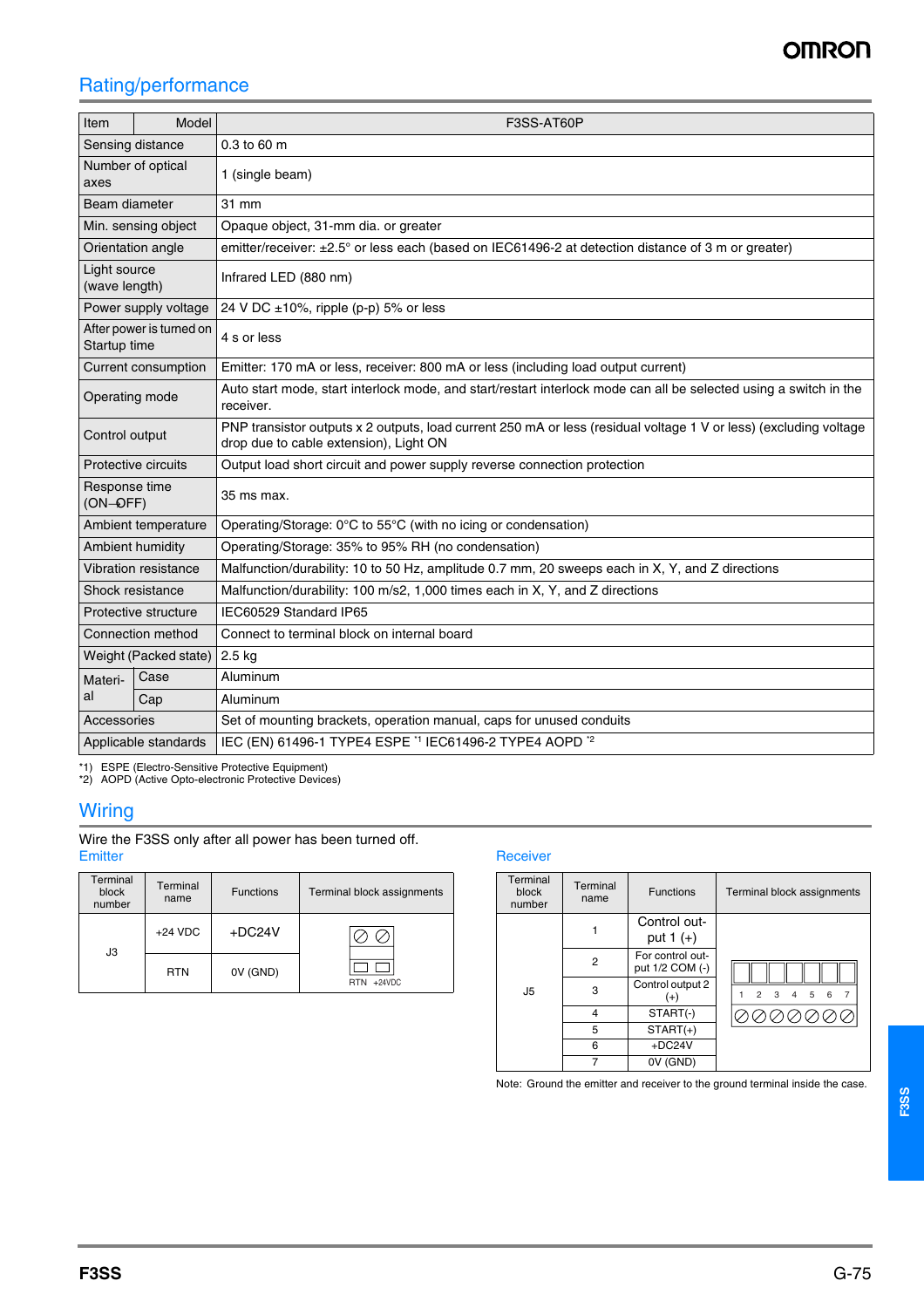## Rating/performance

| Item | Model | F3SS-AT60P |
|---|---|---|
| Sensing distance | | 0.3 to 60 m |
| Number of optical axes | | 1 (single beam) |
| Beam diameter | | 31 mm |
| Min. sensing object | | Opaque object, 31-mm dia. or greater |
| Orientation angle | | emitter/receiver: ±2.5° or less each (based on IEC61496-2 at detection distance of 3 m or greater) |
| Light source (wave length) | | Infrared LED (880 nm) |
| Power supply voltage | | 24 V DC ±10%, ripple (p-p) 5% or less |
| After power is turned on Startup time | | 4 s or less |
| Current consumption | | Emitter: 170 mA or less, receiver: 800 mA or less (including load output current) |
| Operating mode | | Auto start mode, start interlock mode, and start/restart interlock mode can all be selected using a switch in the receiver. |
| Control output | | PNP transistor outputs x 2 outputs, load current 250 mA or less (residual voltage 1 V or less) (excluding voltage drop due to cable extension), Light ON |
| Protective circuits | | Output load short circuit and power supply reverse connection protection |
| Response time (ON→OFF) | | 35 ms max. |
| Ambient temperature | | Operating/Storage: 0°C to 55°C (with no icing or condensation) |
| Ambient humidity | | Operating/Storage: 35% to 95% RH (no condensation) |
| Vibration resistance | | Malfunction/durability: 10 to 50 Hz, amplitude 0.7 mm, 20 sweeps each in X, Y, and Z directions |
| Shock resistance | | Malfunction/durability: 100 m/s2, 1,000 times each in X, Y, and Z directions |
| Protective structure | | IEC60529 Standard IP65 |
| Connection method | | Connect to terminal block on internal board |
| Weight (Packed state) | | 2.5 kg |
| Material | Case | Aluminum |
| | Cap | Aluminum |
| Accessories | | Set of mounting brackets, operation manual, caps for unused conduits |
| Applicable standards | | IEC (EN) 61496-1 TYPE4 ESPE [*1] IEC61496-2 TYPE4 AOPD [*2] |

*1) ESPE (Electro-Sensitive Protective Equipment)
*2) AOPD (Active Opto-electronic Protective Devices)

## Wiring

Wire the F3SS only after all power has been turned off.

### Emitter

| Terminal block number | Terminal name | Functions | Terminal block assignments |
|---|---|---|---|
| J3 | +24 VDC | +DC24V | RTN +24VDC |
| | RTN | 0V (GND) | |

### Receiver

| Terminal block number | Terminal name | Functions | Terminal block assignments |
|---|---|---|---|
| J5 | 1 | Control output 1 (+) | 1 2 3 4 5 6 7 |
| | 2 | For control output 1/2 COM (-) | |
| | 3 | Control output 2 (+) | |
| | 4 | START(-) | |
| | 5 | START(+) | |
| | 6 | +DC24V | |
| | 7 | 0V (GND) | |

Note: Ground the emitter and receiver to the ground terminal inside the case.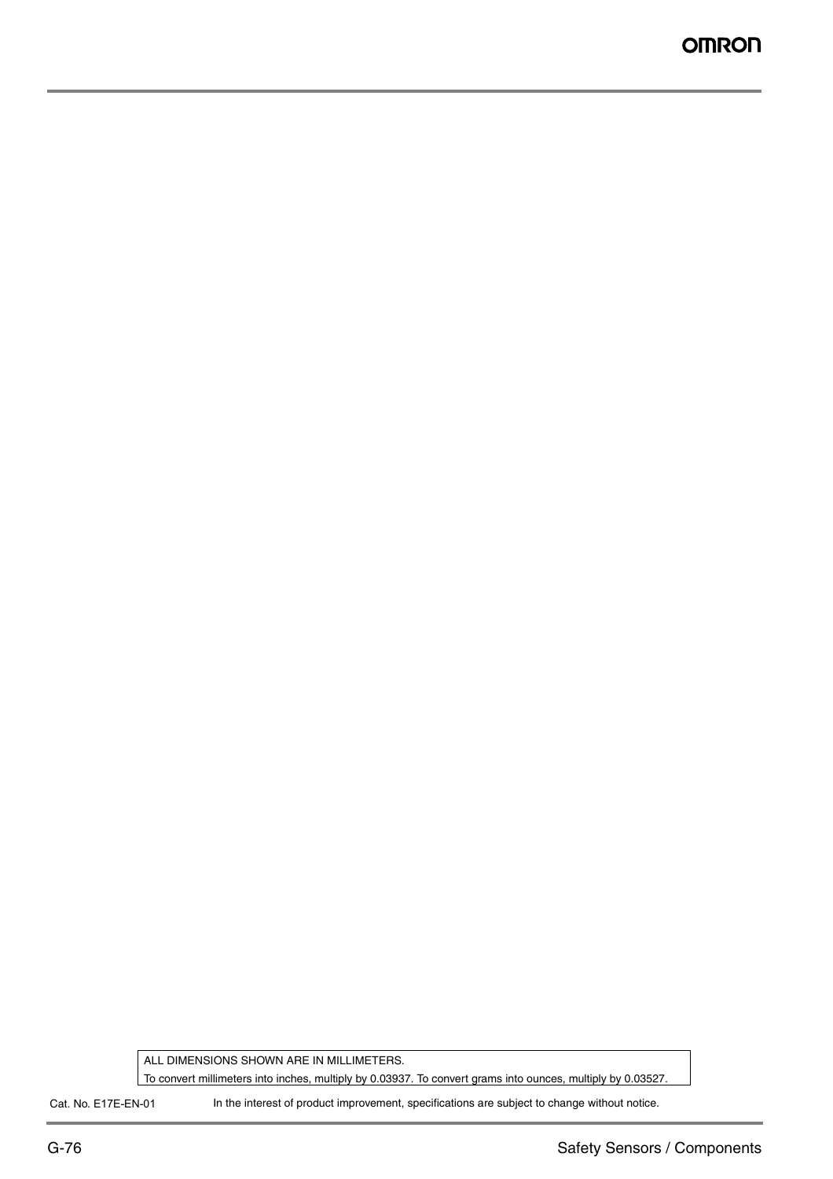ALL DIMENSIONS SHOWN ARE IN MILLIMETERS.

To convert millimeters into inches, multiply by 0.03937. To convert grams into ounces, multiply by 0.03527.

Cat. No. E17E-EN-01

In the interest of product improvement, specifications are subject to change without notice.